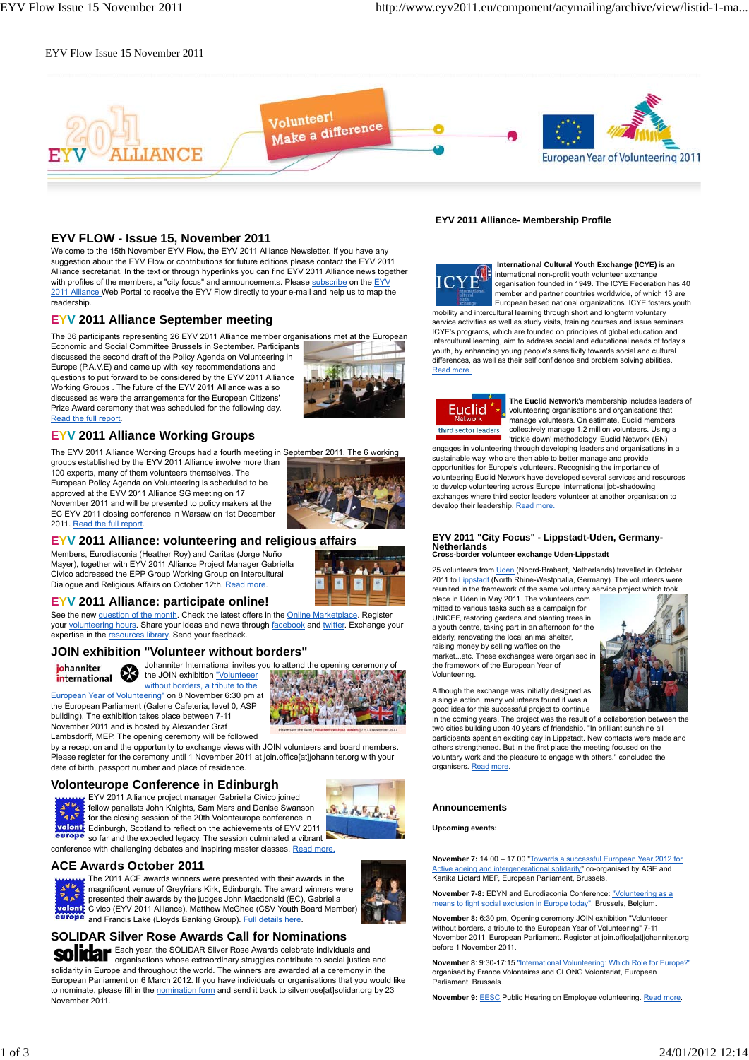EYV Flow Issue 15 November 2011

# EYV FLOW - Issue 15, November 2011

Welcome to the 15th November EYV Flow, the EYV 2011 Alliance Newsletter. If you have any suggestion about the EYV Flow or contributions for future editions please contact the EYV 2011 Alliance secretariat. In the text or through hyperlinks you can find EYV 2011 Alliance news together with profiles of the members, a "city focus" and announcements. Please subscribe on the EYV 2011 Alliance Web Portal to receive the EYV Flow directly to your e-mail and help us to map the readership.

## EYV 2011 Alliance September meeting

The 36 participants representing 26 EYV 2011 Alliance member organisations met at the European Economic and Social Committee Brussels in September. Participants discussed the second draft of the Policy Agenda on Volunteering in Europe (P.A.V.E) and came up with key recommendations and questions to put forward to be considered by the EYV 2011 Alliance Working Groups . The future of the EYV 2011 Alliance was also discussed as were the arrangements for the European Citizens' Prize Award ceremony that was scheduled for the following day. Read the full report.

## EYV 2011 Alliance Working Groups

The EYV 2011 Alliance Working Groups had a fourth meeting in September 2011. The 6 working groups established by the EYV 2011 Alliance involve more than 100 experts, many of them volunteers themselves. The European Policy Agenda on Volunteering is scheduled to be approved at the EYV 2011 Alliance SG meeting on 17 November 2011 and will be presented to policy makers at the EC EYV 2011 closing conference in Warsaw on 1st December 2011. Read the full report.

## EYV 2011 Alliance: volunteering and religious affairs

Members, Eurodiaconia (Heather Roy) and Caritas (Jorge Nuño Mayer), together with EYV 2011 Alliance Project Manager Gabriella Civico addressed the EPP Group Working Group on Intercultural Dialogue and Religious Affairs on October 12th. Read more.

## EYV 2011 Alliance: participate online!

See the new question of the month. Check the latest offers in the Online Marketplace. Register your volunteering hours. Share your ideas and news through facebook and twitter. Exchange your expertise in the resources library. Send your feedback.

## JOIN exhibition "Volunteer without borders"

Johanniter International invites you to attend the opening ceremony of the JOIN exhibition "Volunteer without borders, a tribute to the European Year of Volunteering" on 8 November 6:30 pm at the European Parliament (Galerie Cafeteria, level 0, ASP building). The exhibition takes place between 7-11 November 2011 and is hosted by Alexander Graf Lambsdorff, MEP. The opening ceremony will be followed by a reception and the opportunity to exchange views with JOIN volunteers and board members. Please register for the ceremony until 1 November 2011 at join.office[at]johanniter.org with your date of birth, passport number and place of residence.

## Volonteurope Conference in Edinburgh

EYV 2011 Alliance project manager Gabriella Civico joined fellow panalists John Knights, Sam Mars and Denise Swanson for the closing session of the 20th Volonteurope conference in Edinburgh, Scotland to reflect on the achievements of EYV 2011 so far and the expected legacy. The session culminated a vibrant conference with challenging debates and inspiring master classes. Read more.

## ACE Awards October 2011

The 2011 ACE awards winners were presented with their awards in the magnificent venue of Greyfriars Kirk, Edinburgh. The award winners were presented their awards by the judges John Macdonald (EC), Gabriella Civico (EYV 2011 Alliance), Matthew McGhee (CSV Youth Board Member) and Francis Lake (Lloyds Banking Group). Full details here.

## SOLIDAR Silver Rose Awards Call for Nominations

Each year, the SOLIDAR Silver Rose Awards celebrate individuals and organisations whose extraordinary struggles contribute to social justice and solidarity in Europe and throughout the world. The winners are awarded at a ceremony in the European Parliament on 6 March 2012. If you have individuals or organisations that you would like to nominate, please fill in the nomination form and send it back to silverrose[at]solidar.org by 23 November 2011.

## EYV 2011 Alliance- Membership Profile

**International Cultural Youth Exchange (ICYE)** is an international non-profit youth volunteer exchange organisation founded in 1949. The ICYE Federation has 40 member and partner countries worldwide, of which 13 are European based national organizations. ICYE fosters youth mobility and intercultural learning through short and longterm volunteer service activities as well as study visits, training courses and issue seminars. ICYE's programs, which are founded on principles of global education and intercultural learning, aim to address social and educational needs of today's youth, by enhancing young people's sensitivity towards social and cultural differences, as well as their self confidence and problem solving abilities. Read more.

**The Euclid Network**'s membership includes leaders of volunteering organisations and organisations that manage volunteers. On estimate, Euclid members collectively manage 1.2 million volunteers. Using a 'trickle down' methodology, Euclid Network (EN) engages in volunteering through developing leaders and organisations in a sustainable way, who are then able to better manage and provide opportunities for Europe's volunteers. Recognising the importance of volunteering Euclid Network have developed several services and resources to develop volunteering across Europe: international job-shadowing exchanges where third sector leaders volunteer at another organisation to develop their leadership. Read more.

## EYV 2011 "City Focus" - Lippstadt-Uden, Germany-Netherlands

**Cross-border volunteer exchange Uden-Lippstadt**

25 volunteers from Uden (Noord-Brabant, Netherlands) travelled in October 2011 to Lippstadt (North Rhine-Westphalia, Germany). The volunteers were reunited in the framework of the same voluntary service project which took place in Uden in May 2011. The volunteers com mitted to various tasks such as a campaign for UNICEF, restoring gardens and planting trees in a youth centre, taking part in an afternoon for the elderly, renovating the local animal shelter, raising money by selling waffles on the market...etc. These exchanges were organised in the framework of the European Year of Volunteering.

Although the exchange was initially designed as a single action, many volunteers found it was a good idea for this successful project to continue in the coming years. The project was the result of a collaboration between the two cities building upon 40 years of friendship. "In brilliant sunshine all participants spent an exciting day in Lippstadt. New contacts were made and others strengthened. But in the first place the meeting focused on the voluntary work and the pleasure to engage with others." concluded the organisers. Read more.

## Announcements

**Upcoming events:**

**November 7:** 14.00 – 17.00 "Towards a successful European Year 2012 for Active ageing and intergenerational solidarity" co-organised by AGE and Kartika Liotard MEP, European Parliament, Brussels.

**November 8:** EDYN and Eurodiaconia Conference: "Volunteering as a means to fight social exclusion in Europe today", Brussels, Belgium.

**November 8:** 6:30 pm, Opening ceremony JOIN exhibition "Volunteer without borders, a tribute to the European Year of Volunteering" 7-11 November 2011, European Parliament. Register at join.office[at]johanniter.org before 1 November 2011.

**November 8:** 9:30-17:15 "International Volunteering: Which Role for Europe?" organised by France Volontaires and CLONG Volontariat, European Parliament, Brussels.

**November 9:** EESC Public Hearing on Employee volunteering. Read more.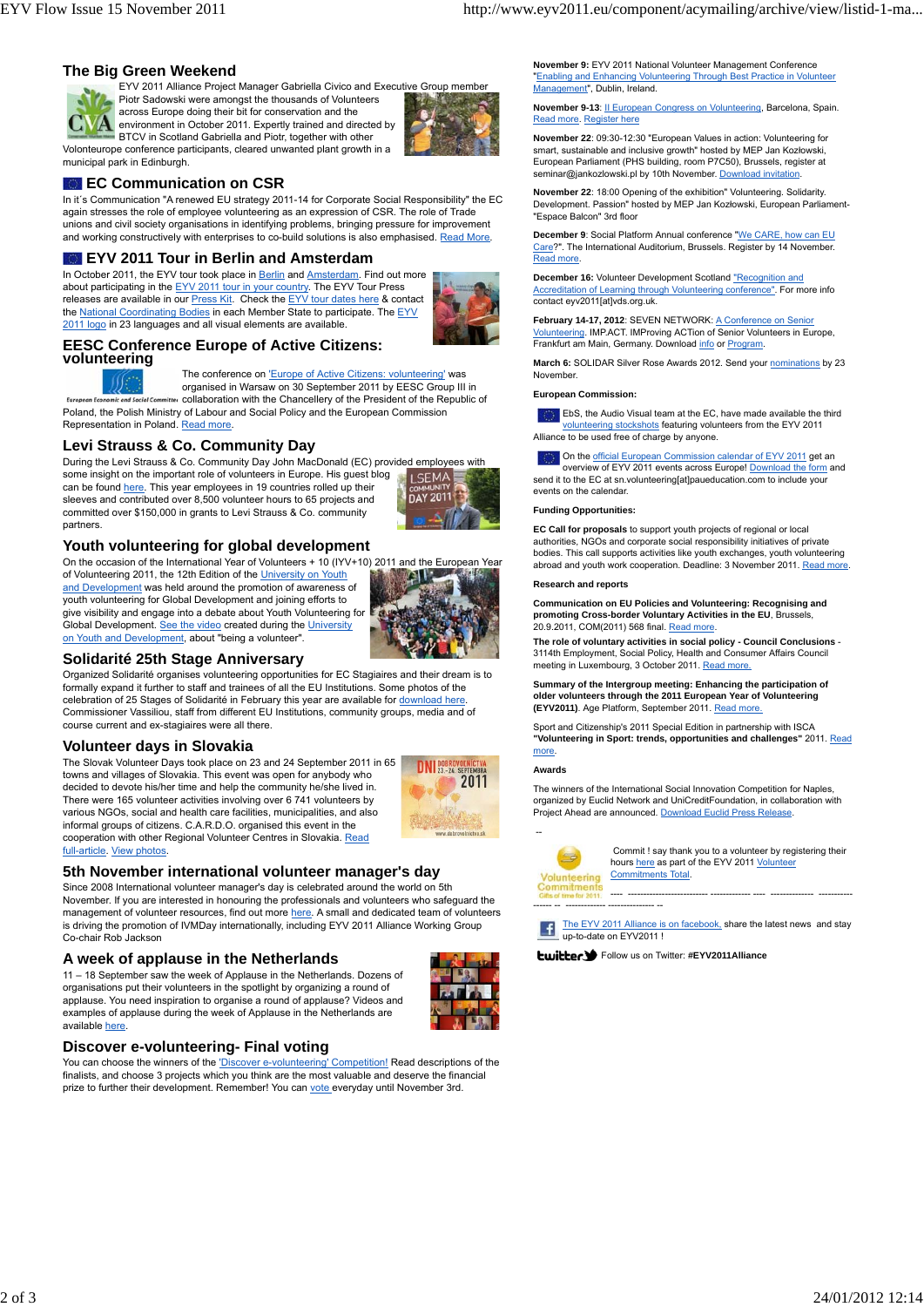## The Big Green Weekend

EYV 2011 Alliance Project Manager Gabriella Civico and Executive Group member Piotr Sadowski were amongst the thousands of Volunteers across Europe doing their bit for conservation and the environment in October 2011. Expertly trained and directed by BTCV in Scotland Gabriella and Piotr, together with other Volunteurope conference participants, cleared unwanted plant growth in a municipal park in Edinburgh.

## EC Communication on CSR

In it´s Communication "A renewed EU strategy 2011-14 for Corporate Social Responsibility" the EC again stresses the role of employee volunteering as an expression of CSR. The role of Trade unions and civil society organisations in identifying problems, bringing pressure for improvement and working constructively with enterprises to co-build solutions is also emphasised. Read More.

## EYV 2011 Tour in Berlin and Amsterdam

In October 2011, the EYV tour took place in Berlin and Amsterdam. Find out more about participating in the EYV 2011 tour in your country. The EYV Tour Press releases are available in our Press Kit. Check the EYV tour dates here & contact the National Coordinating Bodies in each Member State to participate. The EYV 2011 logo in 23 languages and all visual elements are available.

## EESC Conference Europe of Active Citizens: volunteering

The conference on 'Europe of Active Citizens: volunteering' was organised in Warsaw on 30 September 2011 by EESC Group III in collaboration with the Chancellery of the President of the Republic of Poland, the Polish Ministry of Labour and Social Policy and the European Commission Representation in Poland. Read more.

## Levi Strauss & Co. Community Day

During the Levi Strauss & Co. Community Day John MacDonald (EC) provided employees with some insight on the important role of volunteers in Europe. His guest blog can be found here. This year employees in 19 countries rolled up their sleeves and contributed over 8,500 volunteer hours to 65 projects and committed over $150,000 in grants to Levi Strauss & Co. community partners.

## Youth volunteering for global development

On the occasion of the International Year of Volunteers + 10 (IYV+10) 2011 and the European Year of Volunteering 2011, the 12th Edition of the University on Youth and Development was held and the promotion of awareness of youth volunteering for Global Development and joining efforts to give visibility and engage into a debate about Youth Volunteering for Global Development. See the video created during the University on Youth and Development, about "being a volunteer".

## Solidarité 25th Stage Anniversary

Organized Solidarité organises volunteering opportunities for EC Stagiaires and their dream is to formally expand it further to staff and trainees of all the EU Institutions. Some photos of the celebration of 25 Stages of Solidarité in February this year are available for download here. Commissioner Vassiliou, staff from different EU Institutions, community groups, media and of course current and ex-stagiaires were all there.

## Volunteer days in Slovakia

The Slovak Volunteer Days took place on 23 and 24 September 2011 in 65 towns and villages of Slovakia. This event was open for anybody who decided to devote his/her time and help the community he/she lived in. There were 165 volunteer activities involving over 6 741 volunteers by various NGOs, social and health care facilities, municipalities, and also informal groups of citizens. C.A.R.D.O. organised this event in the cooperation with other Regional Volunteer Centres in Slovakia. Read full-article. View photos.

## 5th November international volunteer manager's day

Since 2008 International volunteer manager's day is celebrated around the world on 5th November. If you are interested in honouring the professionals and volunteers who safeguard the management of volunteer resources, find out more here. A small and dedicated team of volunteers is driving the promotion of IVMDay internationally, including EYV 2011 Alliance Working Group Co-chair Rob Jackson

## A week of applause in the Netherlands

11 – 18 September saw the week of Applause in the Netherlands. Dozens of organisations put their volunteers in the spotlight by organizing a round of applause. You need inspiration to organise a round of applause? Videos and examples of applause during the week of Applause in the Netherlands are available here.

## Discover e-volunteering- Final voting

You can choose the winners of the 'Discover e-volunteering' Competition! Read descriptions of the finalists, and choose 3 projects which you think are the most valuable and deserve the financial prize to further their development. Remember! You can vote everyday until November 3rd.

**November 9:** EYV 2011 National Volunteer Management Conference "Enabling and Enhancing Volunteering Through Best Practice in Volunteer Management", Dublin, Ireland.

**November 9-13:** II European Congress on Volunteering, Barcelona, Spain. Read more. Register here

**November 22:** 09:30-12:30 "European Values in action: Volunteering for smart, sustainable and inclusive growth" hosted by MEP Jan Kozłowski, European Parliament (PHS building, room P7C50), Brussels, register at seminar@jankozlowski.pl by 10th November. Download invitation.

**November 22:** 18:00 Opening of the exhibition" Volunteering. Solidarity. Development. Passion" hosted by MEP Jan Kozłowski, European Parliament- "Espace Balcon" 3rd floor

**December 9:** Social Platform Annual conference "We CARE, how can EU Care?". The International Auditorium, Brussels. Register by 14 November. Read more.

**December 16:** Volunteer Development Scotland "Recognition and Accreditation of Learning through Volunteering conference". For more info contact eyv2011[at]vds.org.uk.

**February 14-17, 2012:** SEVEN NETWORK: A Conference on Senior Volunteering. IMP.ACT. IMProving ACTion of Senior Volunteers in Europe, Frankfurt am Main, Germany. Download info or Program.

**March 6:** SOLIDAR Silver Rose Awards 2012. Send your nominations by 23 November.

**European Commission:**

EbS, the Audio Visual team at the EC, have made available the third volunteering stockshots featuring volunteers from the EYV 2011 Alliance to be used free of charge by anyone.

On the official European Commission calendar of EYV 2011 get an overview of EYV 2011 events across Europe! Download the form and send it to the EC at sn.volunteering[at]paueducation.com to include your events on the calendar.

**Funding Opportunities:**

**EC Call for proposals** to support youth projects of regional or local authorities, NGOs and corporate social responsibility initiatives of private bodies. This call supports activities like youth exchanges, youth volunteering abroad and youth work cooperation. Deadline: 3 November 2011. Read more.

**Research and reports**

**Communication on EU Policies and Volunteering: Recognising and promoting Cross-border Voluntary Activities in the EU**, Brussels, 20.9.2011, COM(2011) 568 final. Read more.

**The role of voluntary activities in social policy - Council Conclusions** - 3114th Employment, Social Policy, Health and Consumer Affairs Council meeting in Luxembourg, 3 October 2011. Read more.

**Summary of the Intergroup meeting: Enhancing the participation of older volunteers through the 2011 European Year of Volunteering (EYV2011)**. Age Platform, September 2011. Read more.

Sport and Citizenship's 2011 Special Edition in partnership with ISCA **"Volunteering in Sport: trends, opportunities and challenges"** 2011. Read more.

**Awards**

The winners of the International Social Innovation Competition for Naples, organized by Euclid Network and UniCreditFoundation, in collaboration with Project Ahead are announced. Download Euclid Press Release.

--

Commit ! say thank you to a volunteer by registering their hours here as part of the EYV 2011 Volunteer Commitments Total.

---- ------------------------- ------------ ---- ------------- ---------- ------- -- ------------ -------------- --

The EYV 2011 Alliance is on facebook, share the latest news and stay up-to-date on EYV2011 !

Follow us on Twitter: **#EYV2011Alliance**